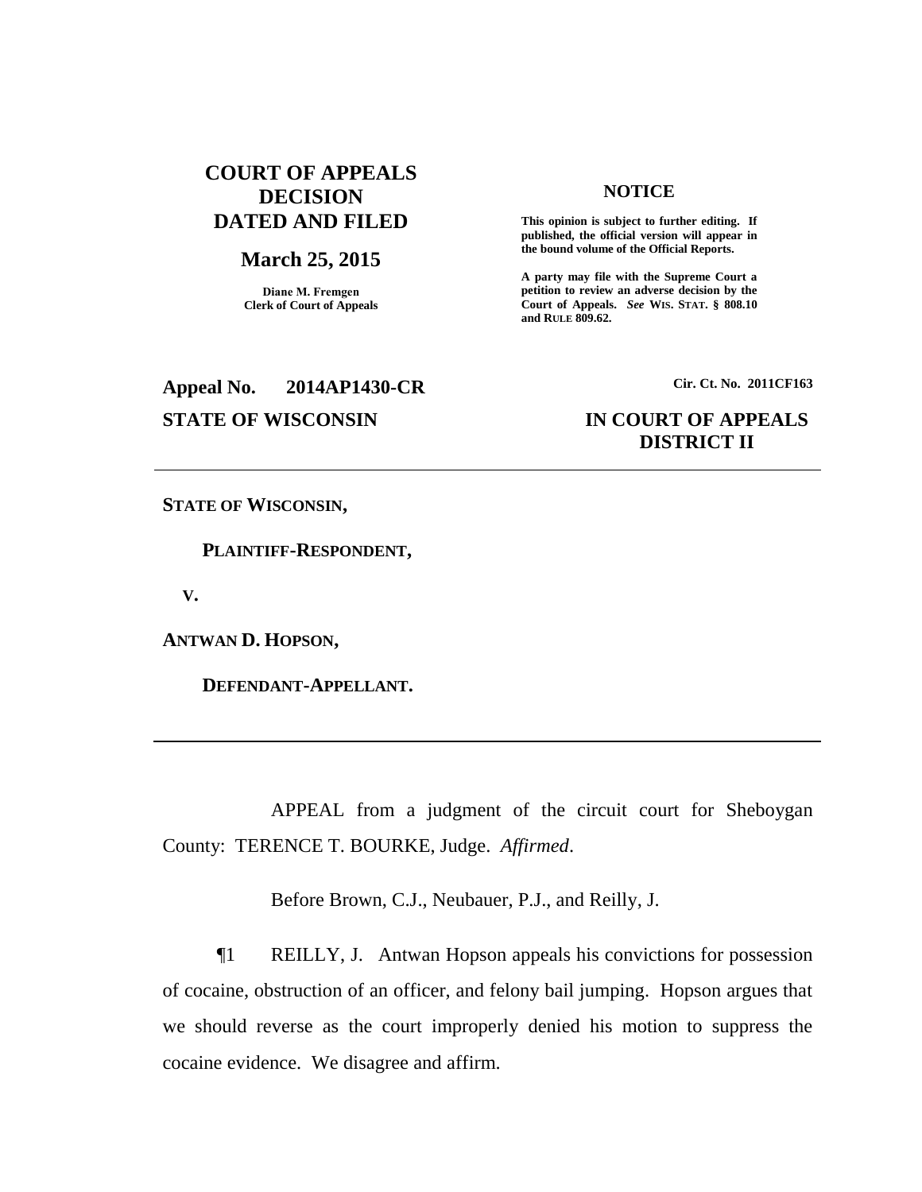# COURT OF APPEALS DECISION DATED AND FILED

## March 25, 2015

**Diane M. Fremgen**
**Clerk of Court of Appeals**

**NOTICE**

**This opinion is subject to further editing. If published, the official version will appear in the bound volume of the Official Reports.**

**A party may file with the Supreme Court a petition to review an adverse decision by the Court of Appeals.** ***See*** **WIS. STAT. § 808.10 and RULE 809.62.**

**Appeal No. 2014AP1430-CR** **Cir. Ct. No. 2011CF163**

**STATE OF WISCONSIN** **IN COURT OF APPEALS DISTRICT II**

---

**STATE OF WISCONSIN,**

**PLAINTIFF-RESPONDENT,**

**V.**

**ANTWAN D. HOPSON,**

**DEFENDANT-APPELLANT.**

---

APPEAL from a judgment of the circuit court for Sheboygan County: TERENCE T. BOURKE, Judge. *Affirmed*.

Before Brown, C.J., Neubauer, P.J., and Reilly, J.

¶1 REILLY, J. Antwan Hopson appeals his convictions for possession of cocaine, obstruction of an officer, and felony bail jumping. Hopson argues that we should reverse as the court improperly denied his motion to suppress the cocaine evidence. We disagree and affirm.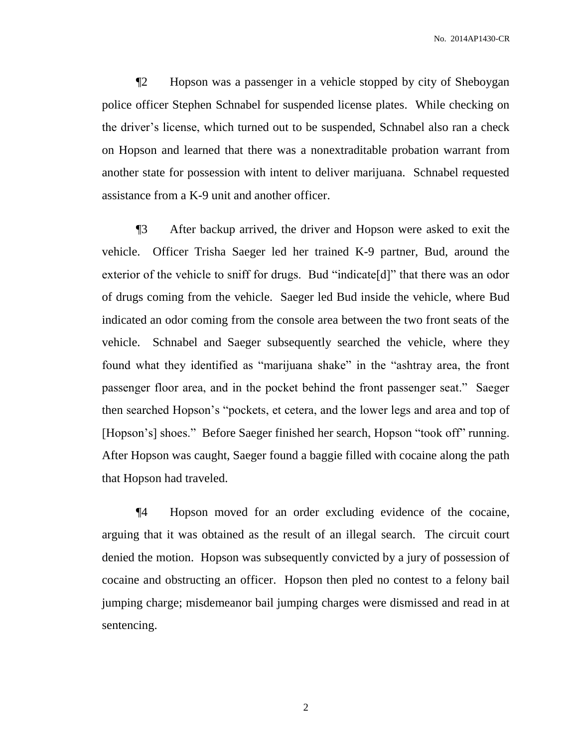¶2 Hopson was a passenger in a vehicle stopped by city of Sheboygan police officer Stephen Schnabel for suspended license plates. While checking on the driver's license, which turned out to be suspended, Schnabel also ran a check on Hopson and learned that there was a nonextraditable probation warrant from another state for possession with intent to deliver marijuana. Schnabel requested assistance from a K-9 unit and another officer.

¶3 After backup arrived, the driver and Hopson were asked to exit the vehicle. Officer Trisha Saeger led her trained K-9 partner, Bud, around the exterior of the vehicle to sniff for drugs. Bud "indicate[d]" that there was an odor of drugs coming from the vehicle. Saeger led Bud inside the vehicle, where Bud indicated an odor coming from the console area between the two front seats of the vehicle. Schnabel and Saeger subsequently searched the vehicle, where they found what they identified as "marijuana shake" in the "ashtray area, the front passenger floor area, and in the pocket behind the front passenger seat." Saeger then searched Hopson's "pockets, et cetera, and the lower legs and area and top of [Hopson's] shoes." Before Saeger finished her search, Hopson "took off" running. After Hopson was caught, Saeger found a baggie filled with cocaine along the path that Hopson had traveled.

¶4 Hopson moved for an order excluding evidence of the cocaine, arguing that it was obtained as the result of an illegal search. The circuit court denied the motion. Hopson was subsequently convicted by a jury of possession of cocaine and obstructing an officer. Hopson then pled no contest to a felony bail jumping charge; misdemeanor bail jumping charges were dismissed and read in at sentencing.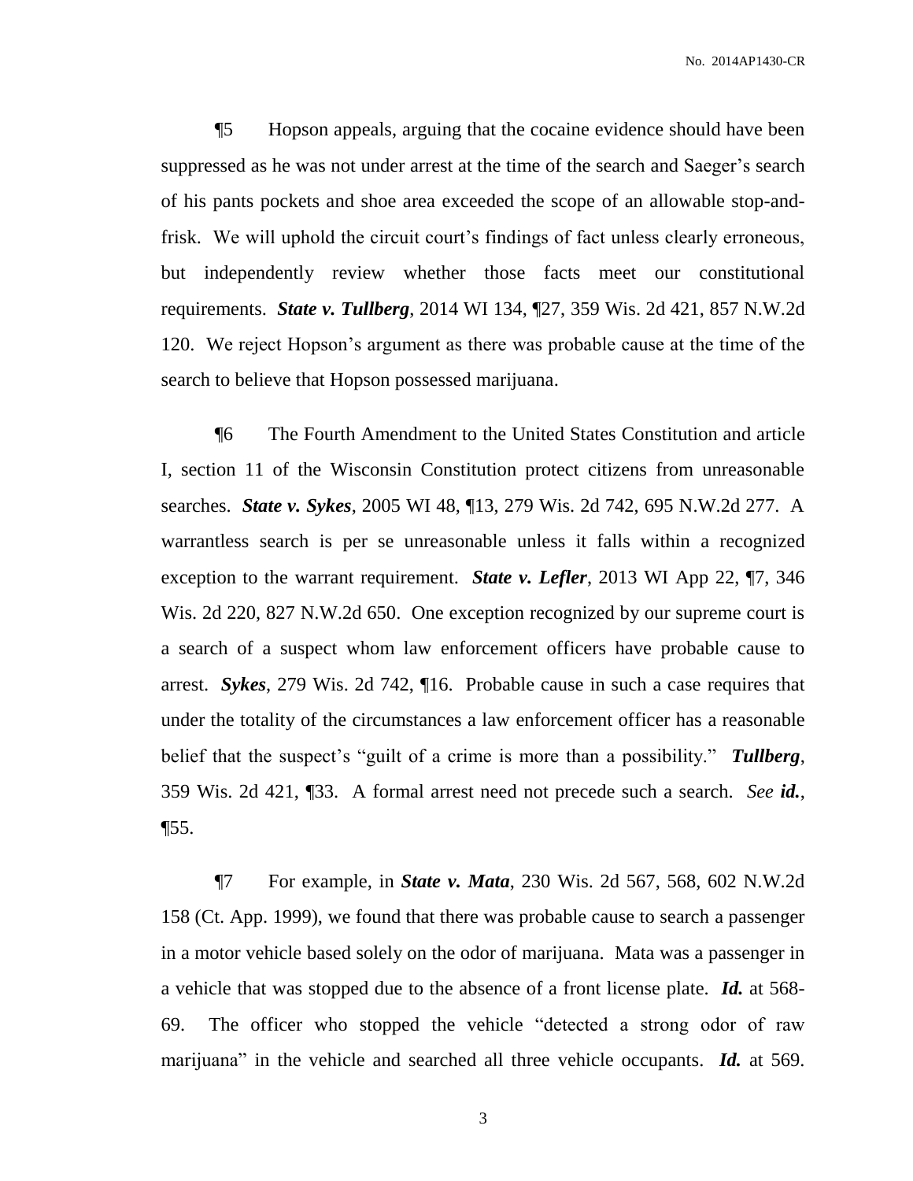¶5 Hopson appeals, arguing that the cocaine evidence should have been suppressed as he was not under arrest at the time of the search and Saeger's search of his pants pockets and shoe area exceeded the scope of an allowable stop-and-frisk. We will uphold the circuit court's findings of fact unless clearly erroneous, but independently review whether those facts meet our constitutional requirements. ***State v. Tullberg***, 2014 WI 134, ¶27, 359 Wis. 2d 421, 857 N.W.2d 120. We reject Hopson's argument as there was probable cause at the time of the search to believe that Hopson possessed marijuana.

¶6 The Fourth Amendment to the United States Constitution and article I, section 11 of the Wisconsin Constitution protect citizens from unreasonable searches. ***State v. Sykes***, 2005 WI 48, ¶13, 279 Wis. 2d 742, 695 N.W.2d 277. A warrantless search is per se unreasonable unless it falls within a recognized exception to the warrant requirement. ***State v. Lefler***, 2013 WI App 22, ¶7, 346 Wis. 2d 220, 827 N.W.2d 650. One exception recognized by our supreme court is a search of a suspect whom law enforcement officers have probable cause to arrest. ***Sykes***, 279 Wis. 2d 742, ¶16. Probable cause in such a case requires that under the totality of the circumstances a law enforcement officer has a reasonable belief that the suspect's "guilt of a crime is more than a possibility." ***Tullberg***, 359 Wis. 2d 421, ¶33. A formal arrest need not precede such a search. *See* ***id.***, ¶55.

¶7 For example, in ***State v. Mata***, 230 Wis. 2d 567, 568, 602 N.W.2d 158 (Ct. App. 1999), we found that there was probable cause to search a passenger in a motor vehicle based solely on the odor of marijuana. Mata was a passenger in a vehicle that was stopped due to the absence of a front license plate. ***Id.*** at 568-69. The officer who stopped the vehicle "detected a strong odor of raw marijuana" in the vehicle and searched all three vehicle occupants. ***Id.*** at 569.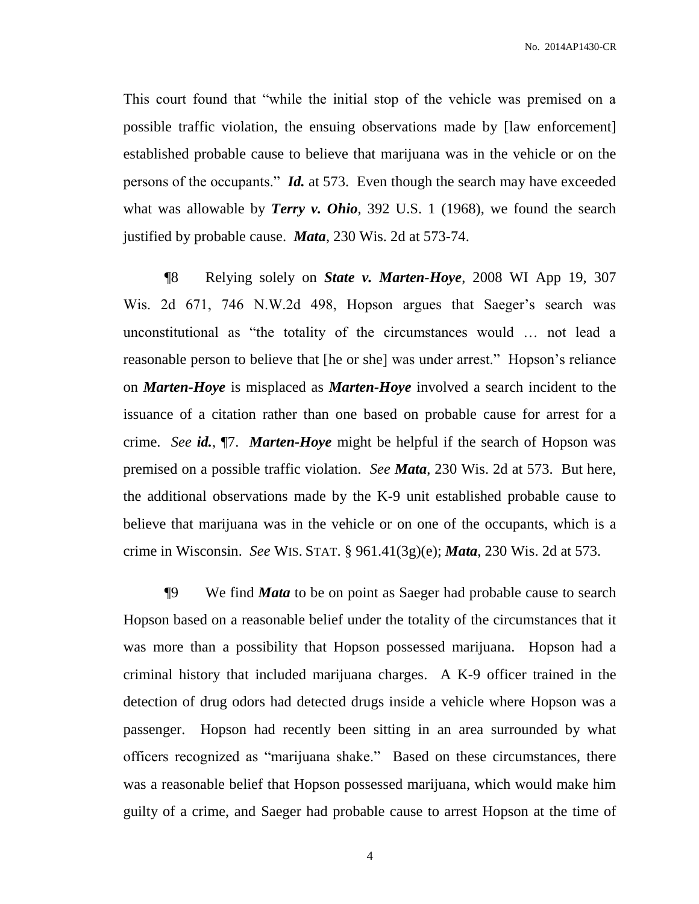This court found that "while the initial stop of the vehicle was premised on a possible traffic violation, the ensuing observations made by [law enforcement] established probable cause to believe that marijuana was in the vehicle or on the persons of the occupants." ***Id.*** at 573. Even though the search may have exceeded what was allowable by ***Terry v. Ohio***, 392 U.S. 1 (1968), we found the search justified by probable cause. ***Mata***, 230 Wis. 2d at 573-74.

¶8 Relying solely on ***State v. Marten-Hoye***, 2008 WI App 19, 307 Wis. 2d 671, 746 N.W.2d 498, Hopson argues that Saeger's search was unconstitutional as "the totality of the circumstances would … not lead a reasonable person to believe that [he or she] was under arrest." Hopson's reliance on ***Marten-Hoye*** is misplaced as ***Marten-Hoye*** involved a search incident to the issuance of a citation rather than one based on probable cause for arrest for a crime. *See* ***id.***, ¶7. ***Marten-Hoye*** might be helpful if the search of Hopson was premised on a possible traffic violation. *See* ***Mata***, 230 Wis. 2d at 573. But here, the additional observations made by the K-9 unit established probable cause to believe that marijuana was in the vehicle or on one of the occupants, which is a crime in Wisconsin. *See* WIS. STAT. § 961.41(3g)(e); ***Mata***, 230 Wis. 2d at 573.

¶9 We find ***Mata*** to be on point as Saeger had probable cause to search Hopson based on a reasonable belief under the totality of the circumstances that it was more than a possibility that Hopson possessed marijuana. Hopson had a criminal history that included marijuana charges. A K-9 officer trained in the detection of drug odors had detected drugs inside a vehicle where Hopson was a passenger. Hopson had recently been sitting in an area surrounded by what officers recognized as "marijuana shake." Based on these circumstances, there was a reasonable belief that Hopson possessed marijuana, which would make him guilty of a crime, and Saeger had probable cause to arrest Hopson at the time of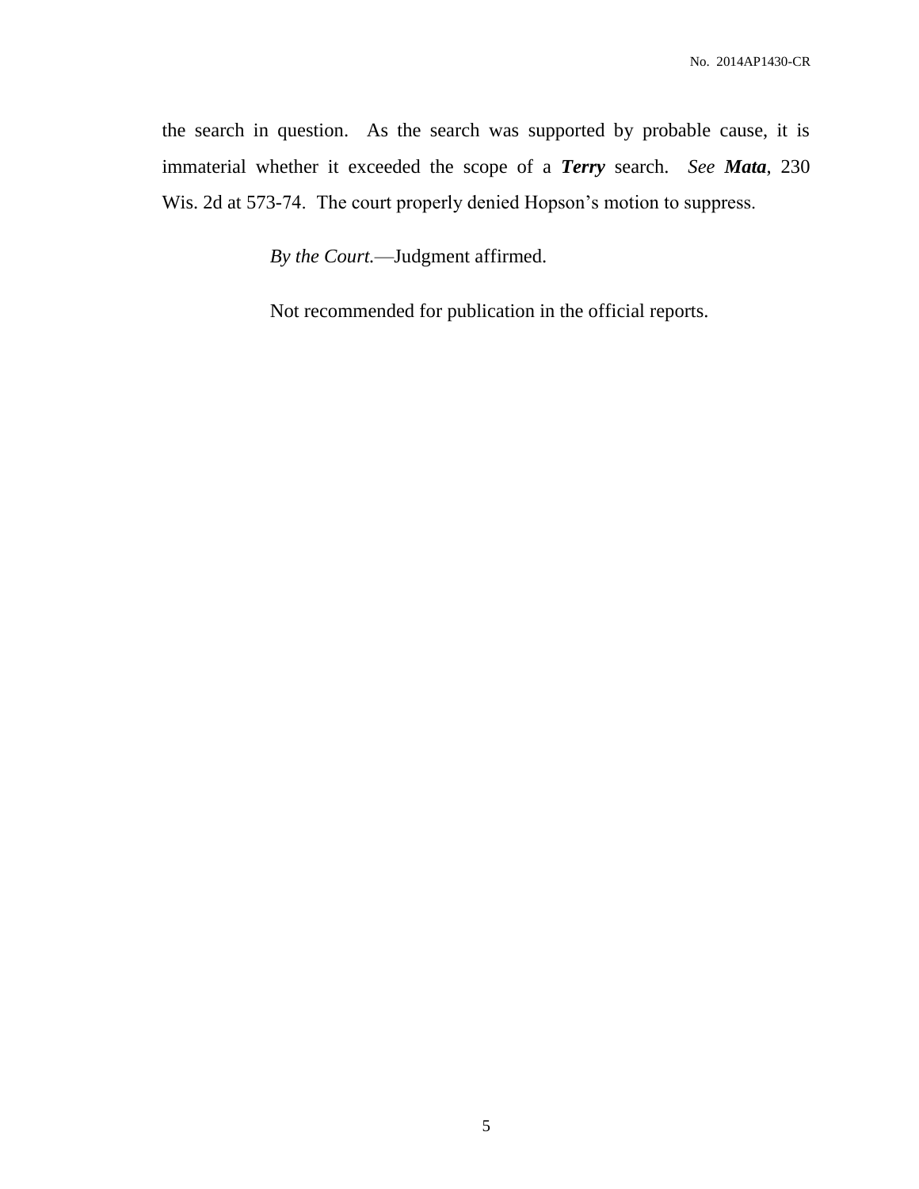the search in question. As the search was supported by probable cause, it is immaterial whether it exceeded the scope of a ***Terry*** search. *See* ***Mata***, 230 Wis. 2d at 573-74. The court properly denied Hopson's motion to suppress.

*By the Court.*—Judgment affirmed.

Not recommended for publication in the official reports.